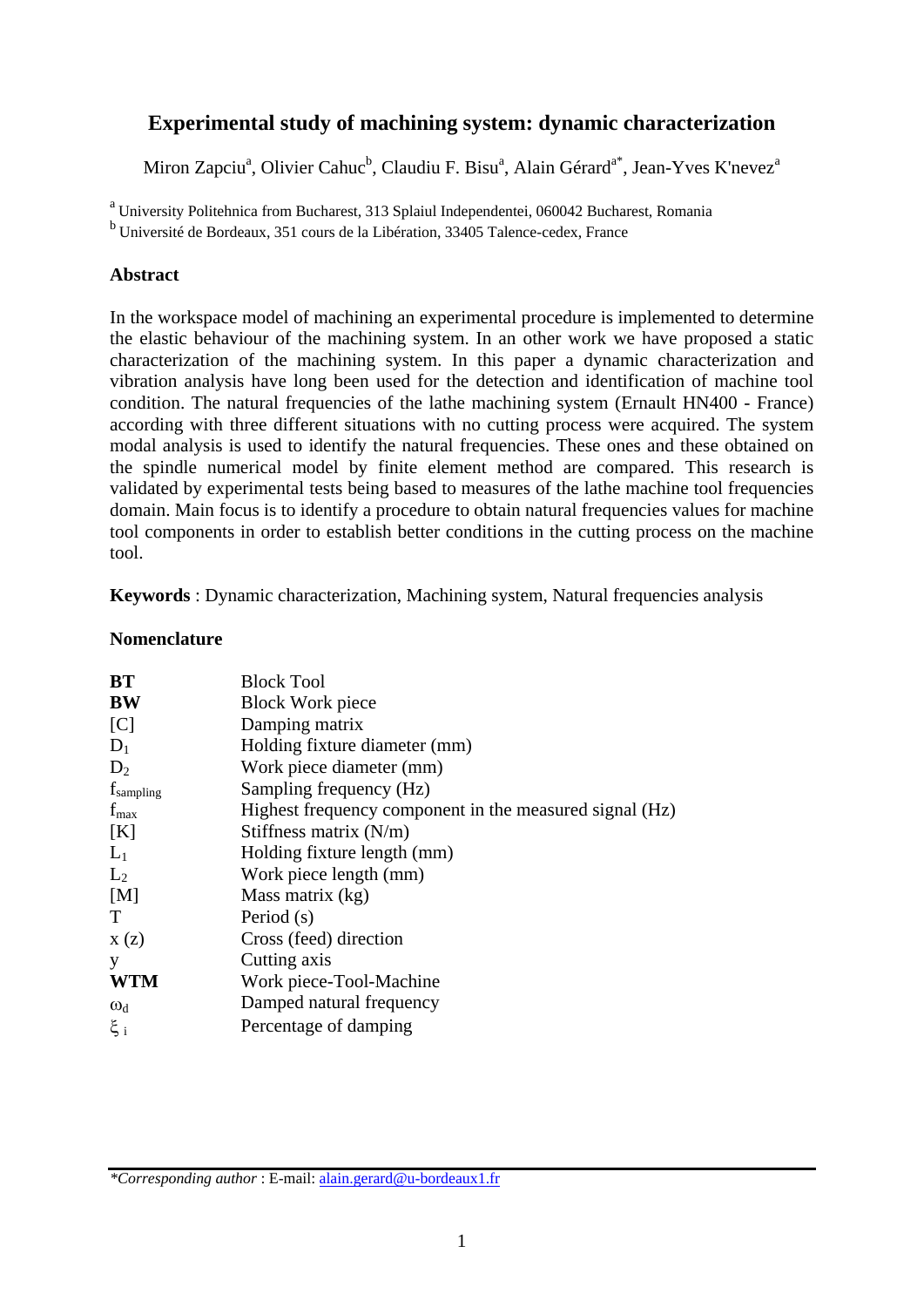# Experimental study of machining system: dynamic characterization

Miron Zapciu[a], Olivier Cahuc[b], Claudiu F. Bisu[a], Alain Gérard[a*], Jean-Yves K'nevez[a]

[a] University Politehnica from Bucharest, 313 Splaiul Independentei, 060042 Bucharest, Romania

[b] Université de Bordeaux, 351 cours de la Libération, 33405 Talence-cedex, France

## Abstract

In the workspace model of machining an experimental procedure is implemented to determine the elastic behaviour of the machining system. In an other work we have proposed a static characterization of the machining system. In this paper a dynamic characterization and vibration analysis have long been used for the detection and identification of machine tool condition. The natural frequencies of the lathe machining system (Ernault HN400 - France) according with three different situations with no cutting process were acquired. The system modal analysis is used to identify the natural frequencies. These ones and these obtained on the spindle numerical model by finite element method are compared. This research is validated by experimental tests being based to measures of the lathe machine tool frequencies domain. Main focus is to identify a procedure to obtain natural frequencies values for machine tool components in order to establish better conditions in the cutting process on the machine tool.

**Keywords** : Dynamic characterization, Machining system, Natural frequencies analysis

## Nomenclature

| | |
|---|---|
| **BT** | Block Tool |
| **BW** | Block Work piece |
| [C] | Damping matrix |
| $D_1$ | Holding fixture diameter (mm) |
| $D_2$ | Work piece diameter (mm) |
| $f_{sampling}$ | Sampling frequency (Hz) |
| $f_{max}$ | Highest frequency component in the measured signal (Hz) |
| [K] | Stiffness matrix (N/m) |
| $L_1$ | Holding fixture length (mm) |
| $L_2$ | Work piece length (mm) |
| [M] | Mass matrix (kg) |
| T | Period (s) |
| x (z) | Cross (feed) direction |
| y | Cutting axis |
| **WTM** | Work piece-Tool-Machine |
| $\omega_d$ | Damped natural frequency |
| $\xi_i$ | Percentage of damping |

*\*Corresponding author* : E-mail: alain.gerard@u-bordeaux1.fr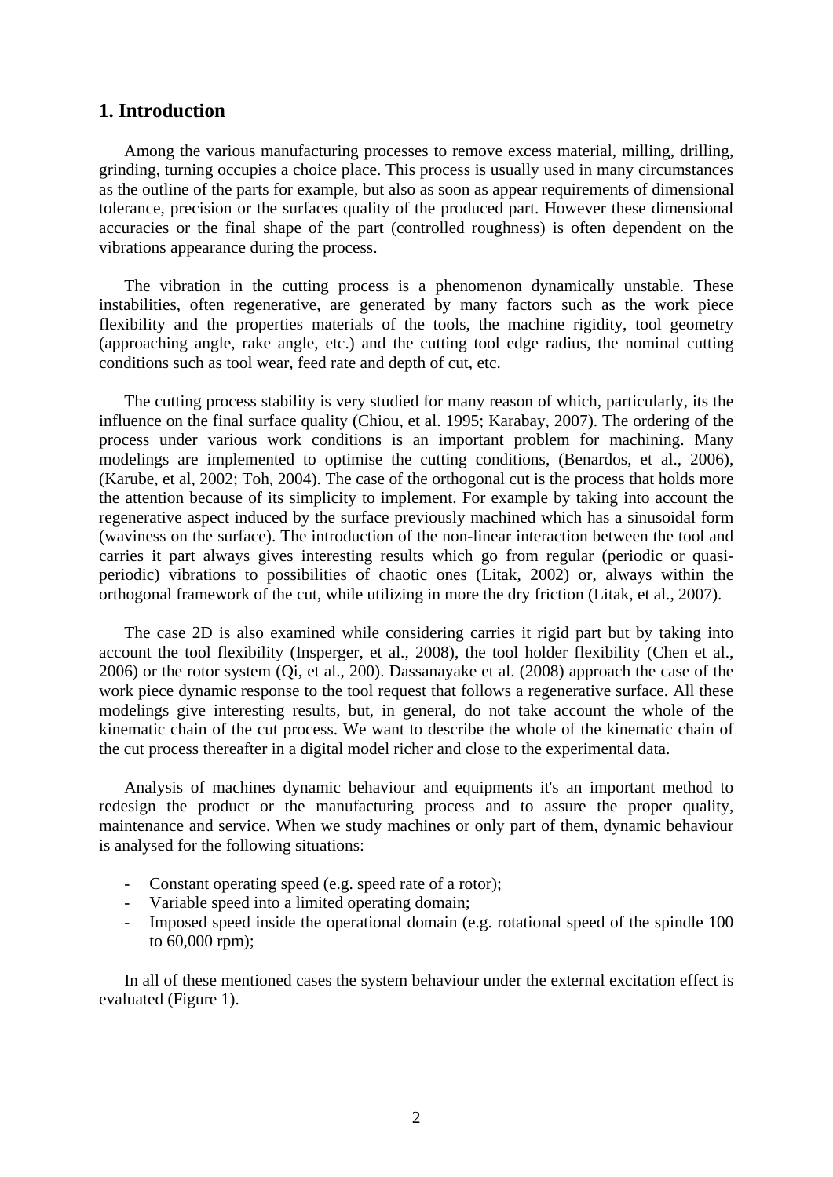## 1. Introduction

Among the various manufacturing processes to remove excess material, milling, drilling, grinding, turning occupies a choice place. This process is usually used in many circumstances as the outline of the parts for example, but also as soon as appear requirements of dimensional tolerance, precision or the surfaces quality of the produced part. However these dimensional accuracies or the final shape of the part (controlled roughness) is often dependent on the vibrations appearance during the process.

The vibration in the cutting process is a phenomenon dynamically unstable. These instabilities, often regenerative, are generated by many factors such as the work piece flexibility and the properties materials of the tools, the machine rigidity, tool geometry (approaching angle, rake angle, etc.) and the cutting tool edge radius, the nominal cutting conditions such as tool wear, feed rate and depth of cut, etc.

The cutting process stability is very studied for many reason of which, particularly, its the influence on the final surface quality (Chiou, et al. 1995; Karabay, 2007). The ordering of the process under various work conditions is an important problem for machining. Many modelings are implemented to optimise the cutting conditions, (Benardos, et al., 2006), (Karube, et al, 2002; Toh, 2004). The case of the orthogonal cut is the process that holds more the attention because of its simplicity to implement. For example by taking into account the regenerative aspect induced by the surface previously machined which has a sinusoidal form (waviness on the surface). The introduction of the non-linear interaction between the tool and carries it part always gives interesting results which go from regular (periodic or quasi-periodic) vibrations to possibilities of chaotic ones (Litak, 2002) or, always within the orthogonal framework of the cut, while utilizing in more the dry friction (Litak, et al., 2007).

The case 2D is also examined while considering carries it rigid part but by taking into account the tool flexibility (Insperger, et al., 2008), the tool holder flexibility (Chen et al., 2006) or the rotor system (Qi, et al., 200). Dassanayake et al. (2008) approach the case of the work piece dynamic response to the tool request that follows a regenerative surface. All these modelings give interesting results, but, in general, do not take account the whole of the kinematic chain of the cut process. We want to describe the whole of the kinematic chain of the cut process thereafter in a digital model richer and close to the experimental data.

Analysis of machines dynamic behaviour and equipments it's an important method to redesign the product or the manufacturing process and to assure the proper quality, maintenance and service. When we study machines or only part of them, dynamic behaviour is analysed for the following situations:

- Constant operating speed (e.g. speed rate of a rotor);
- Variable speed into a limited operating domain;
- Imposed speed inside the operational domain (e.g. rotational speed of the spindle 100 to 60,000 rpm);

In all of these mentioned cases the system behaviour under the external excitation effect is evaluated (Figure 1).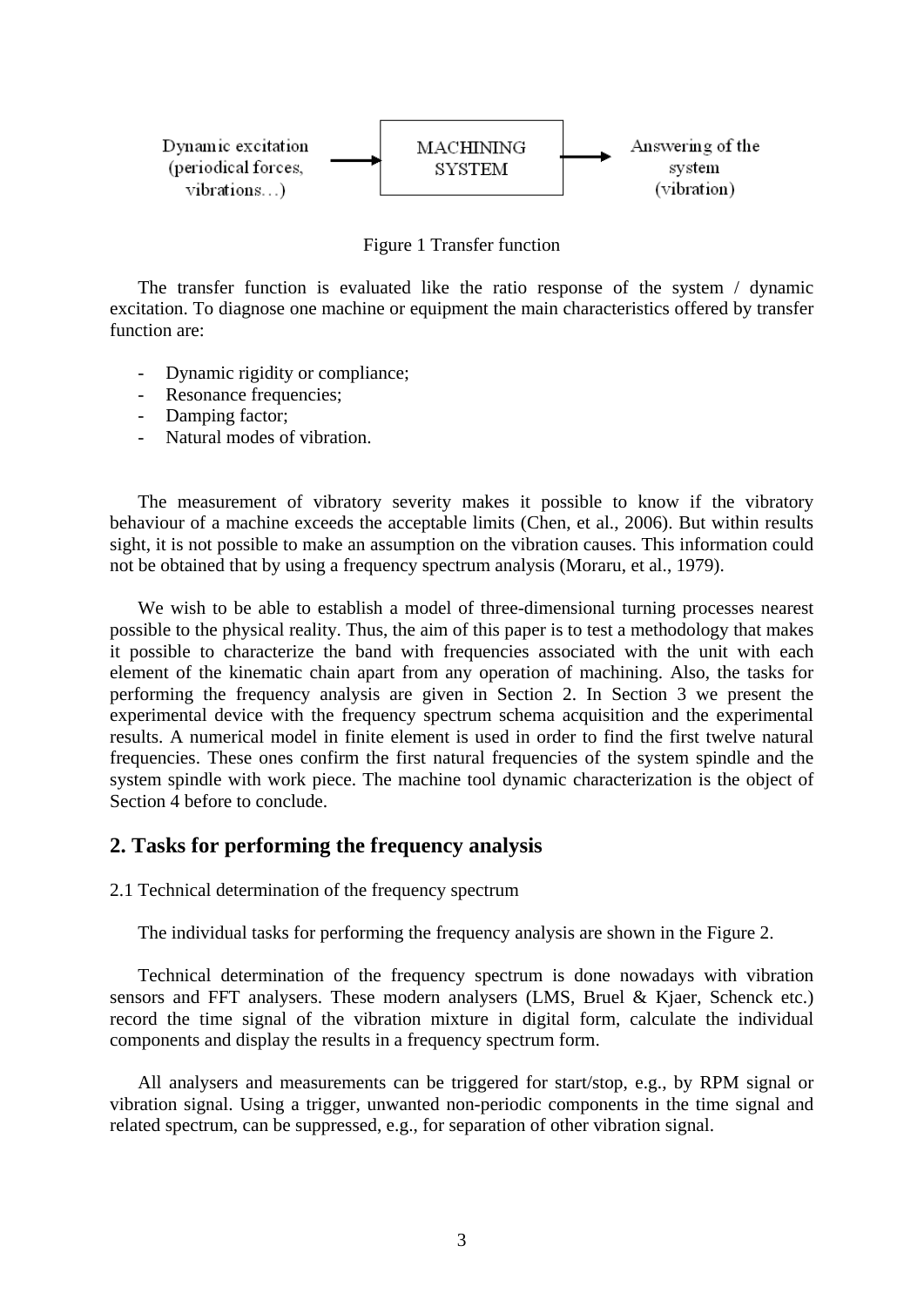Dynamic excitation (periodical forces, vibrations…) → MACHINING SYSTEM → Answering of the system (vibration)

Figure 1 Transfer function

The transfer function is evaluated like the ratio response of the system / dynamic excitation. To diagnose one machine or equipment the main characteristics offered by transfer function are:

- Dynamic rigidity or compliance;
- Resonance frequencies;
- Damping factor;
- Natural modes of vibration.

The measurement of vibratory severity makes it possible to know if the vibratory behaviour of a machine exceeds the acceptable limits (Chen, et al., 2006). But within results sight, it is not possible to make an assumption on the vibration causes. This information could not be obtained that by using a frequency spectrum analysis (Moraru, et al., 1979).

We wish to be able to establish a model of three-dimensional turning processes nearest possible to the physical reality. Thus, the aim of this paper is to test a methodology that makes it possible to characterize the band with frequencies associated with the unit with each element of the kinematic chain apart from any operation of machining. Also, the tasks for performing the frequency analysis are given in Section 2. In Section 3 we present the experimental device with the frequency spectrum schema acquisition and the experimental results. A numerical model in finite element is used in order to find the first twelve natural frequencies. These ones confirm the first natural frequencies of the system spindle and the system spindle with work piece. The machine tool dynamic characterization is the object of Section 4 before to conclude.

## 2. Tasks for performing the frequency analysis

2.1 Technical determination of the frequency spectrum

The individual tasks for performing the frequency analysis are shown in the Figure 2.

Technical determination of the frequency spectrum is done nowadays with vibration sensors and FFT analysers. These modern analysers (LMS, Bruel & Kjaer, Schenck etc.) record the time signal of the vibration mixture in digital form, calculate the individual components and display the results in a frequency spectrum form.

All analysers and measurements can be triggered for start/stop, e.g., by RPM signal or vibration signal. Using a trigger, unwanted non-periodic components in the time signal and related spectrum, can be suppressed, e.g., for separation of other vibration signal.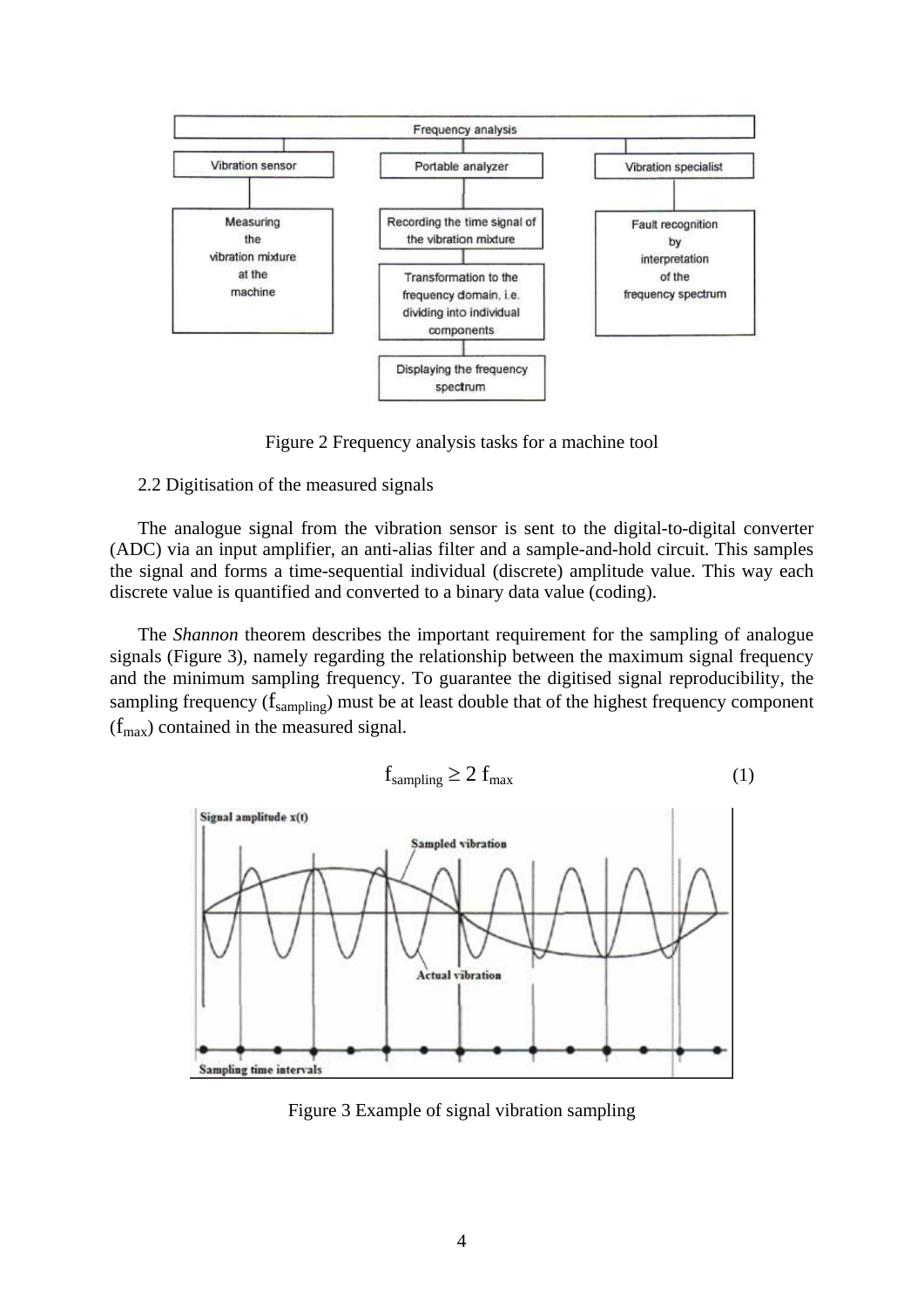Figure 2 Frequency analysis tasks for a machine tool

## 2.2 Digitisation of the measured signals

The analogue signal from the vibration sensor is sent to the digital-to-digital converter (ADC) via an input amplifier, an anti-alias filter and a sample-and-hold circuit. This samples the signal and forms a time-sequential individual (discrete) amplitude value. This way each discrete value is quantified and converted to a binary data value (coding).

The *Shannon* theorem describes the important requirement for the sampling of analogue signals (Figure 3), namely regarding the relationship between the maximum signal frequency and the minimum sampling frequency. To guarantee the digitised signal reproducibility, the sampling frequency ($f_{sampling}$) must be at least double that of the highest frequency component ($f_{max}$) contained in the measured signal.

$$f_{sampling} \geq 2\, f_{max} \tag{1}$$

Figure 3 Example of signal vibration sampling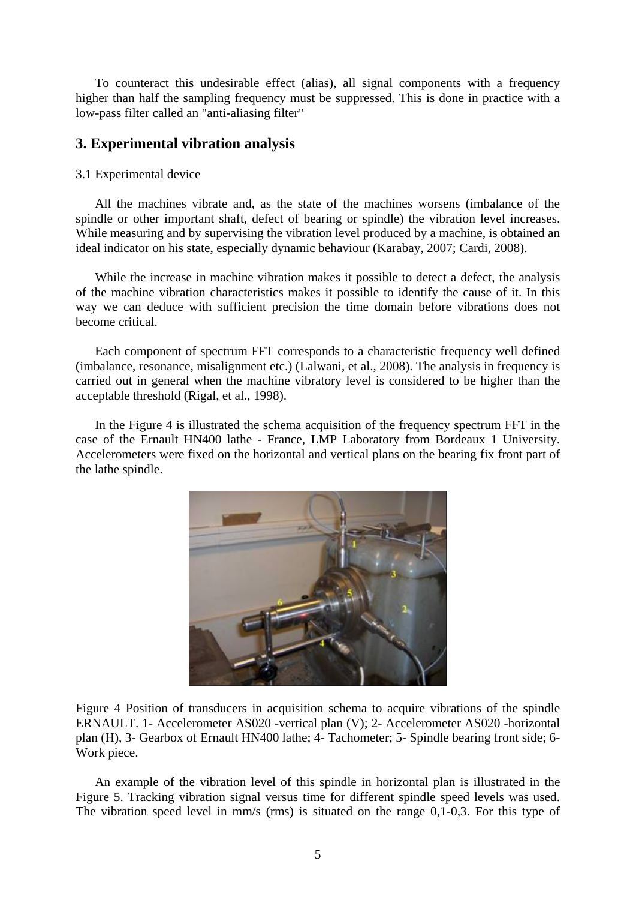To counteract this undesirable effect (alias), all signal components with a frequency higher than half the sampling frequency must be suppressed. This is done in practice with a low-pass filter called an "anti-aliasing filter"

## 3. Experimental vibration analysis

3.1 Experimental device

All the machines vibrate and, as the state of the machines worsens (imbalance of the spindle or other important shaft, defect of bearing or spindle) the vibration level increases. While measuring and by supervising the vibration level produced by a machine, is obtained an ideal indicator on his state, especially dynamic behaviour (Karabay, 2007; Cardi, 2008).

While the increase in machine vibration makes it possible to detect a defect, the analysis of the machine vibration characteristics makes it possible to identify the cause of it. In this way we can deduce with sufficient precision the time domain before vibrations does not become critical.

Each component of spectrum FFT corresponds to a characteristic frequency well defined (imbalance, resonance, misalignment etc.) (Lalwani, et al., 2008). The analysis in frequency is carried out in general when the machine vibratory level is considered to be higher than the acceptable threshold (Rigal, et al., 1998).

In the Figure 4 is illustrated the schema acquisition of the frequency spectrum FFT in the case of the Ernault HN400 lathe - France, LMP Laboratory from Bordeaux 1 University. Accelerometers were fixed on the horizontal and vertical plans on the bearing fix front part of the lathe spindle.

Figure 4 Position of transducers in acquisition schema to acquire vibrations of the spindle ERNAULT. 1- Accelerometer AS020 -vertical plan (V); 2- Accelerometer AS020 -horizontal plan (H), 3- Gearbox of Ernault HN400 lathe; 4- Tachometer; 5- Spindle bearing front side; 6- Work piece.

An example of the vibration level of this spindle in horizontal plan is illustrated in the Figure 5. Tracking vibration signal versus time for different spindle speed levels was used. The vibration speed level in mm/s (rms) is situated on the range 0,1-0,3. For this type of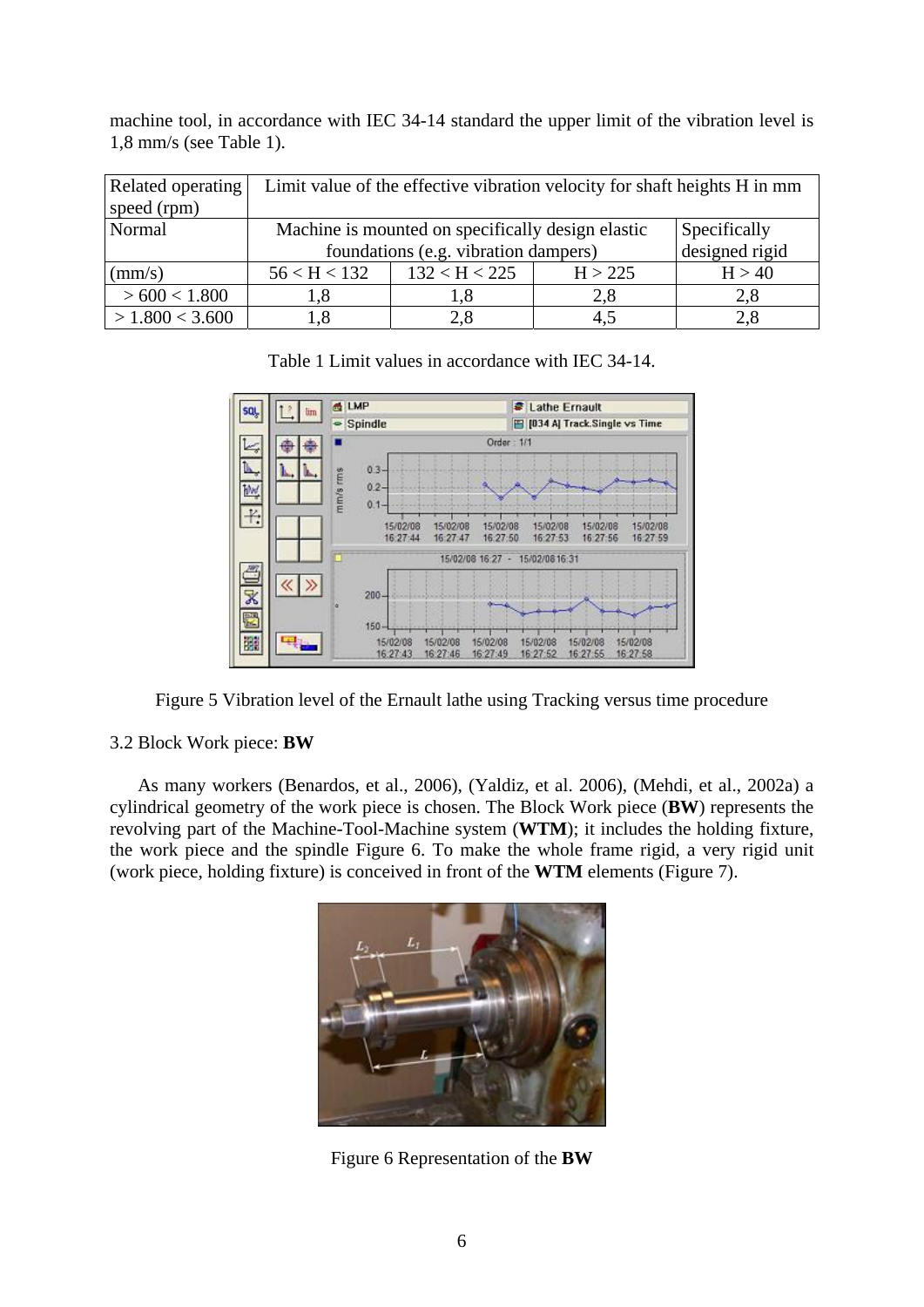machine tool, in accordance with IEC 34-14 standard the upper limit of the vibration level is 1,8 mm/s (see Table 1).

| Related operating speed (rpm) | Limit value of the effective vibration velocity for shaft heights H in mm | | | |
|---|---|---|---|---|
| Normal | Machine is mounted on specifically design elastic foundations (e.g. vibration dampers) | | | Specifically designed rigid |
| (mm/s) | 56 < H < 132 | 132 < H < 225 | H > 225 | H > 40 |
| > 600 < 1.800 | 1,8 | 1,8 | 2,8 | 2,8 |
| > 1.800 < 3.600 | 1,8 | 2,8 | 4,5 | 2,8 |

Table 1 Limit values in accordance with IEC 34-14.

Figure 5 Vibration level of the Ernault lathe using Tracking versus time procedure

3.2 Block Work piece: **BW**

As many workers (Benardos, et al., 2006), (Yaldiz, et al. 2006), (Mehdi, et al., 2002a) a cylindrical geometry of the work piece is chosen. The Block Work piece (**BW**) represents the revolving part of the Machine-Tool-Machine system (**WTM**); it includes the holding fixture, the work piece and the spindle Figure 6. To make the whole frame rigid, a very rigid unit (work piece, holding fixture) is conceived in front of the **WTM** elements (Figure 7).

Figure 6 Representation of the **BW**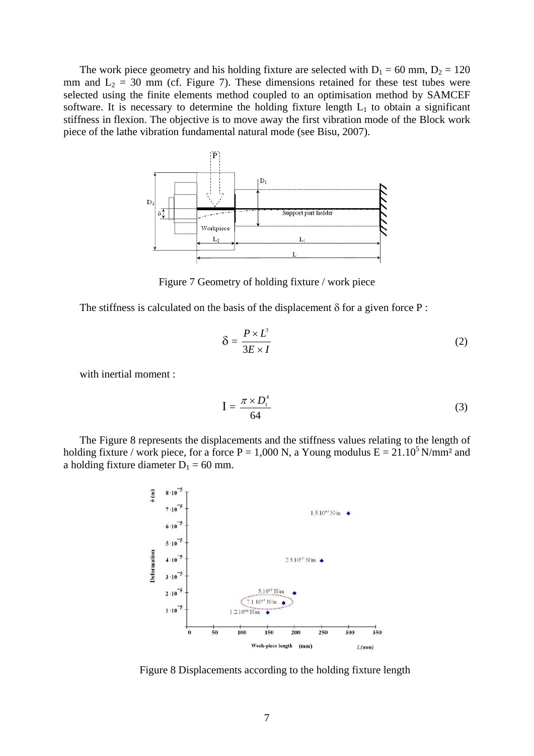The work piece geometry and his holding fixture are selected with $D_1$ = 60 mm, $D_2$ = 120 mm and $L_2$ = 30 mm (cf. Figure 7). These dimensions retained for these test tubes were selected using the finite elements method coupled to an optimisation method by SAMCEF software. It is necessary to determine the holding fixture length $L_1$ to obtain a significant stiffness in flexion. The objective is to move away the first vibration mode of the Block work piece of the lathe vibration fundamental natural mode (see Bisu, 2007).

Figure 7 Geometry of holding fixture / work piece

The stiffness is calculated on the basis of the displacement δ for a given force P :

$$\delta = \frac{P \times L^3}{3E \times I} \tag{2}$$

with inertial moment :

$$I = \frac{\pi \times D_1^4}{64} \tag{3}$$

The Figure 8 represents the displacements and the stiffness values relating to the length of holding fixture / work piece, for a force P = 1,000 N, a Young modulus $E = 21.10^5$ N/mm² and a holding fixture diameter $D_1$ = 60 mm.

Figure 8 Displacements according to the holding fixture length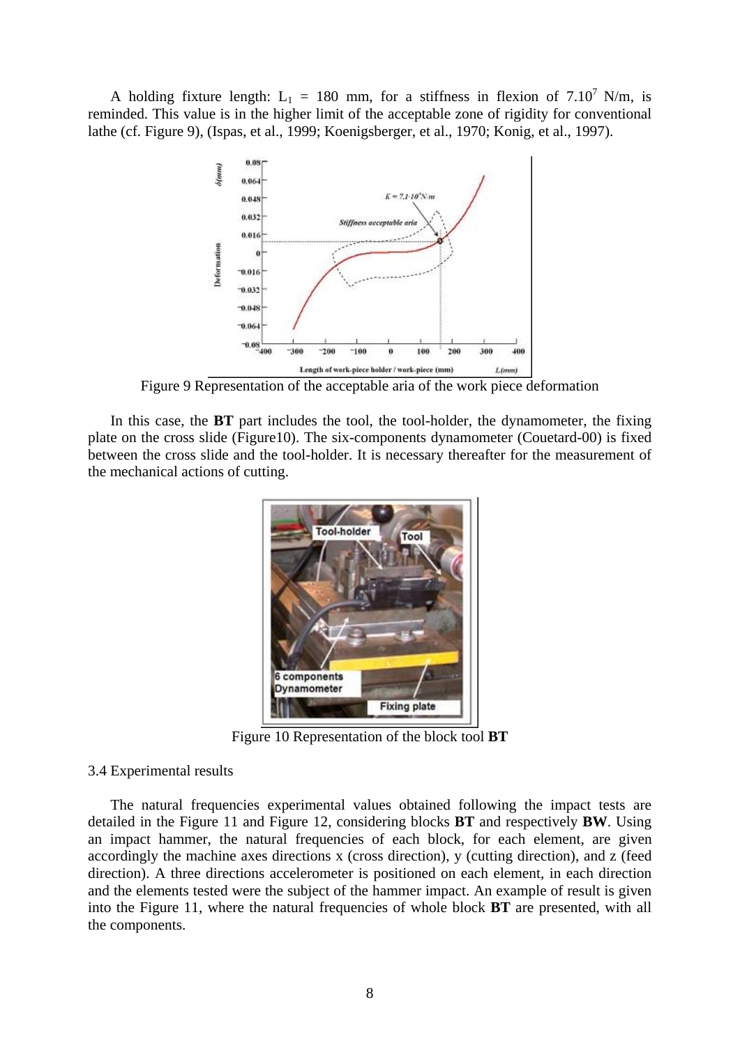A holding fixture length: $L_1$ = 180 mm, for a stiffness in flexion of $7.10^7$ N/m, is reminded. This value is in the higher limit of the acceptable zone of rigidity for conventional lathe (cf. Figure 9), (Ispas, et al., 1999; Koenigsberger, et al., 1970; Konig, et al., 1997).

Figure 9 Representation of the acceptable aria of the work piece deformation

In this case, the **BT** part includes the tool, the tool-holder, the dynamometer, the fixing plate on the cross slide (Figure10). The six-components dynamometer (Couetard-00) is fixed between the cross slide and the tool-holder. It is necessary thereafter for the measurement of the mechanical actions of cutting.

Figure 10 Representation of the block tool **BT**

3.4 Experimental results

The natural frequencies experimental values obtained following the impact tests are detailed in the Figure 11 and Figure 12, considering blocks **BT** and respectively **BW**. Using an impact hammer, the natural frequencies of each block, for each element, are given accordingly the machine axes directions x (cross direction), y (cutting direction), and z (feed direction). A three directions accelerometer is positioned on each element, in each direction and the elements tested were the subject of the hammer impact. An example of result is given into the Figure 11, where the natural frequencies of whole block **BT** are presented, with all the components.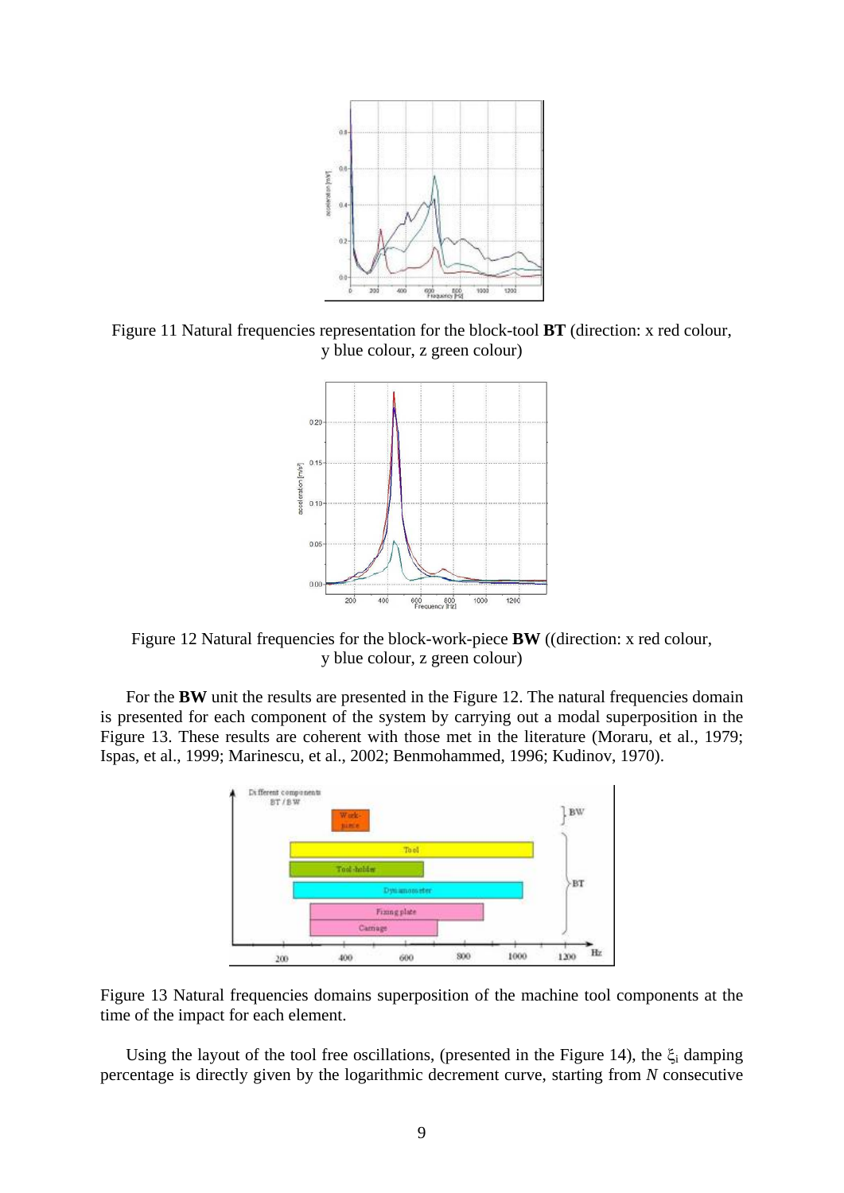Figure 11 Natural frequencies representation for the block-tool **BT** (direction: x red colour, y blue colour, z green colour)

Figure 12 Natural frequencies for the block-work-piece **BW** ((direction: x red colour, y blue colour, z green colour)

For the **BW** unit the results are presented in the Figure 12. The natural frequencies domain is presented for each component of the system by carrying out a modal superposition in the Figure 13. These results are coherent with those met in the literature (Moraru, et al., 1979; Ispas, et al., 1999; Marinescu, et al., 2002; Benmohammed, 1996; Kudinov, 1970).

Figure 13 Natural frequencies domains superposition of the machine tool components at the time of the impact for each element.

Using the layout of the tool free oscillations, (presented in the Figure 14), the $\xi_i$ damping percentage is directly given by the logarithmic decrement curve, starting from *N* consecutive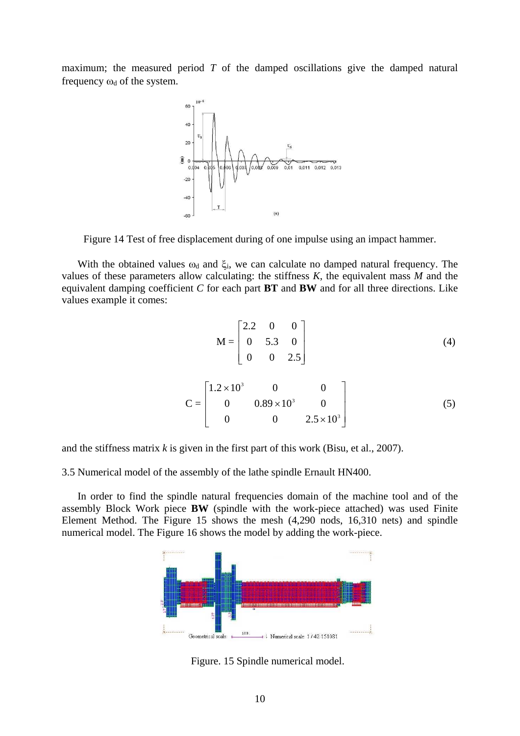maximum; the measured period $T$ of the damped oscillations give the damped natural frequency $\omega_d$ of the system.

Figure 14 Test of free displacement during of one impulse using an impact hammer.

With the obtained values $\omega_d$ and $\xi_i$, we can calculate no damped natural frequency. The values of these parameters allow calculating: the stiffness $K$, the equivalent mass $M$ and the equivalent damping coefficient $C$ for each part **BT** and **BW** and for all three directions. Like values example it comes:

$$M = \begin{bmatrix} 2.2 & 0 & 0 \\ 0 & 5.3 & 0 \\ 0 & 0 & 2.5 \end{bmatrix} \tag{4}$$

$$C = \begin{bmatrix} 1.2\times10^3 & 0 & 0 \\ 0 & 0.89\times10^3 & 0 \\ 0 & 0 & 2.5\times10^3 \end{bmatrix} \tag{5}$$

and the stiffness matrix $k$ is given in the first part of this work (Bisu, et al., 2007).

3.5 Numerical model of the assembly of the lathe spindle Ernault HN400.

In order to find the spindle natural frequencies domain of the machine tool and of the assembly Block Work piece **BW** (spindle with the work-piece attached) was used Finite Element Method. The Figure 15 shows the mesh (4,290 nods, 16,310 nets) and spindle numerical model. The Figure 16 shows the model by adding the work-piece.

Figure. 15 Spindle numerical model.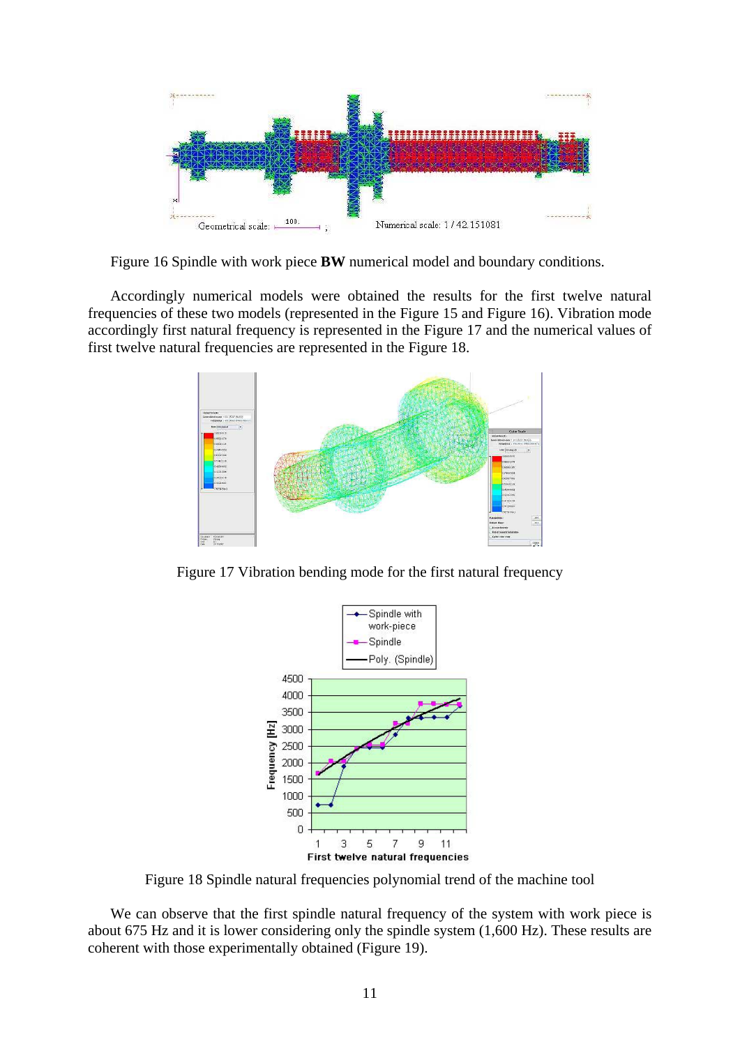Figure 16 Spindle with work piece **BW** numerical model and boundary conditions.

Accordingly numerical models were obtained the results for the first twelve natural frequencies of these two models (represented in the Figure 15 and Figure 16). Vibration mode accordingly first natural frequency is represented in the Figure 17 and the numerical values of first twelve natural frequencies are represented in the Figure 18.

Figure 17 Vibration bending mode for the first natural frequency

Figure 18 Spindle natural frequencies polynomial trend of the machine tool

We can observe that the first spindle natural frequency of the system with work piece is about 675 Hz and it is lower considering only the spindle system (1,600 Hz). These results are coherent with those experimentally obtained (Figure 19).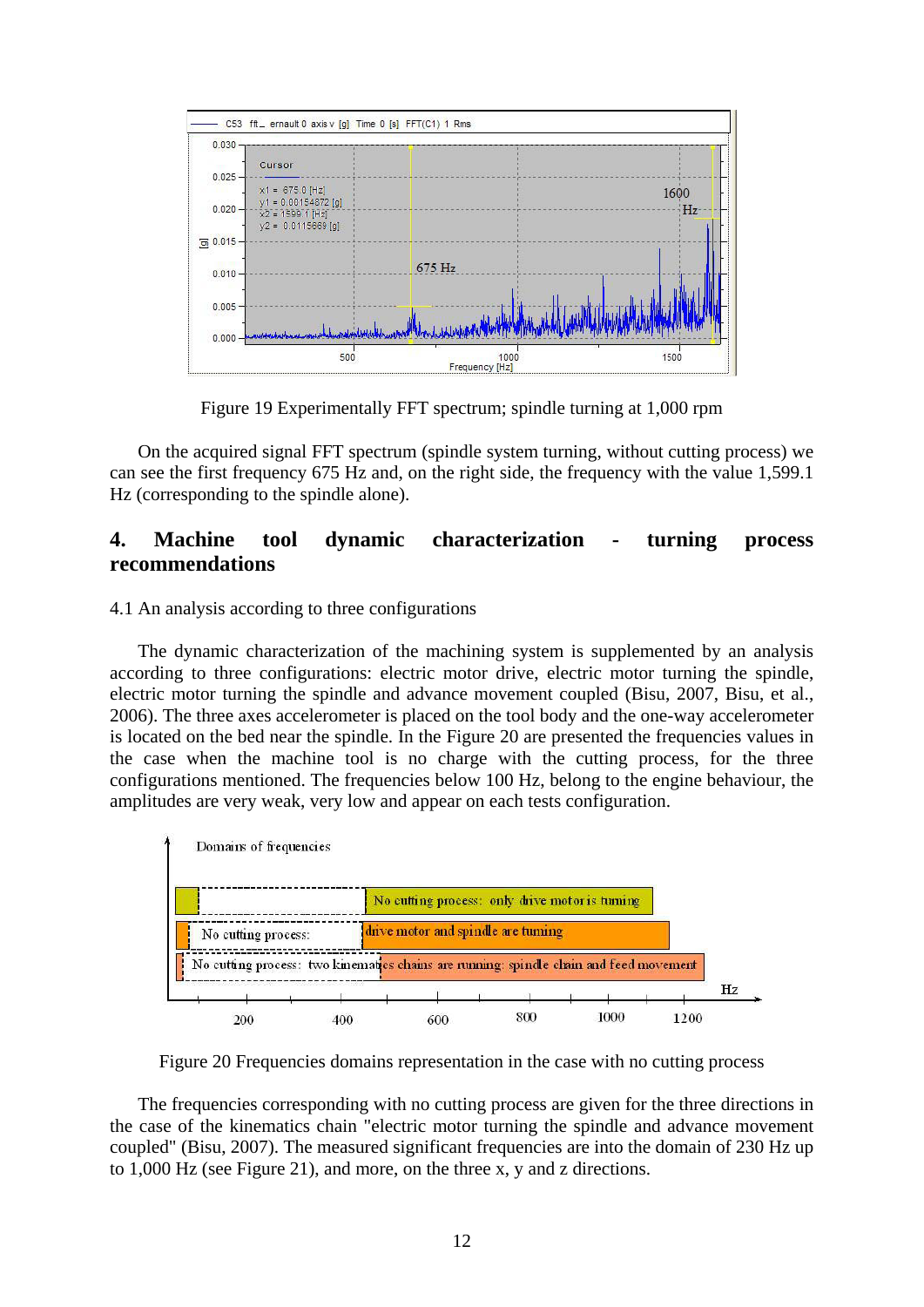Figure 19 Experimentally FFT spectrum; spindle turning at 1,000 rpm

On the acquired signal FFT spectrum (spindle system turning, without cutting process) we can see the first frequency 675 Hz and, on the right side, the frequency with the value 1,599.1 Hz (corresponding to the spindle alone).

## 4. Machine tool dynamic characterization - turning process recommendations

4.1 An analysis according to three configurations

The dynamic characterization of the machining system is supplemented by an analysis according to three configurations: electric motor drive, electric motor turning the spindle, electric motor turning the spindle and advance movement coupled (Bisu, 2007, Bisu, et al., 2006). The three axes accelerometer is placed on the tool body and the one-way accelerometer is located on the bed near the spindle. In the Figure 20 are presented the frequencies values in the case when the machine tool is no charge with the cutting process, for the three configurations mentioned. The frequencies below 100 Hz, belong to the engine behaviour, the amplitudes are very weak, very low and appear on each tests configuration.

Figure 20 Frequencies domains representation in the case with no cutting process

The frequencies corresponding with no cutting process are given for the three directions in the case of the kinematics chain "electric motor turning the spindle and advance movement coupled" (Bisu, 2007). The measured significant frequencies are into the domain of 230 Hz up to 1,000 Hz (see Figure 21), and more, on the three x, y and z directions.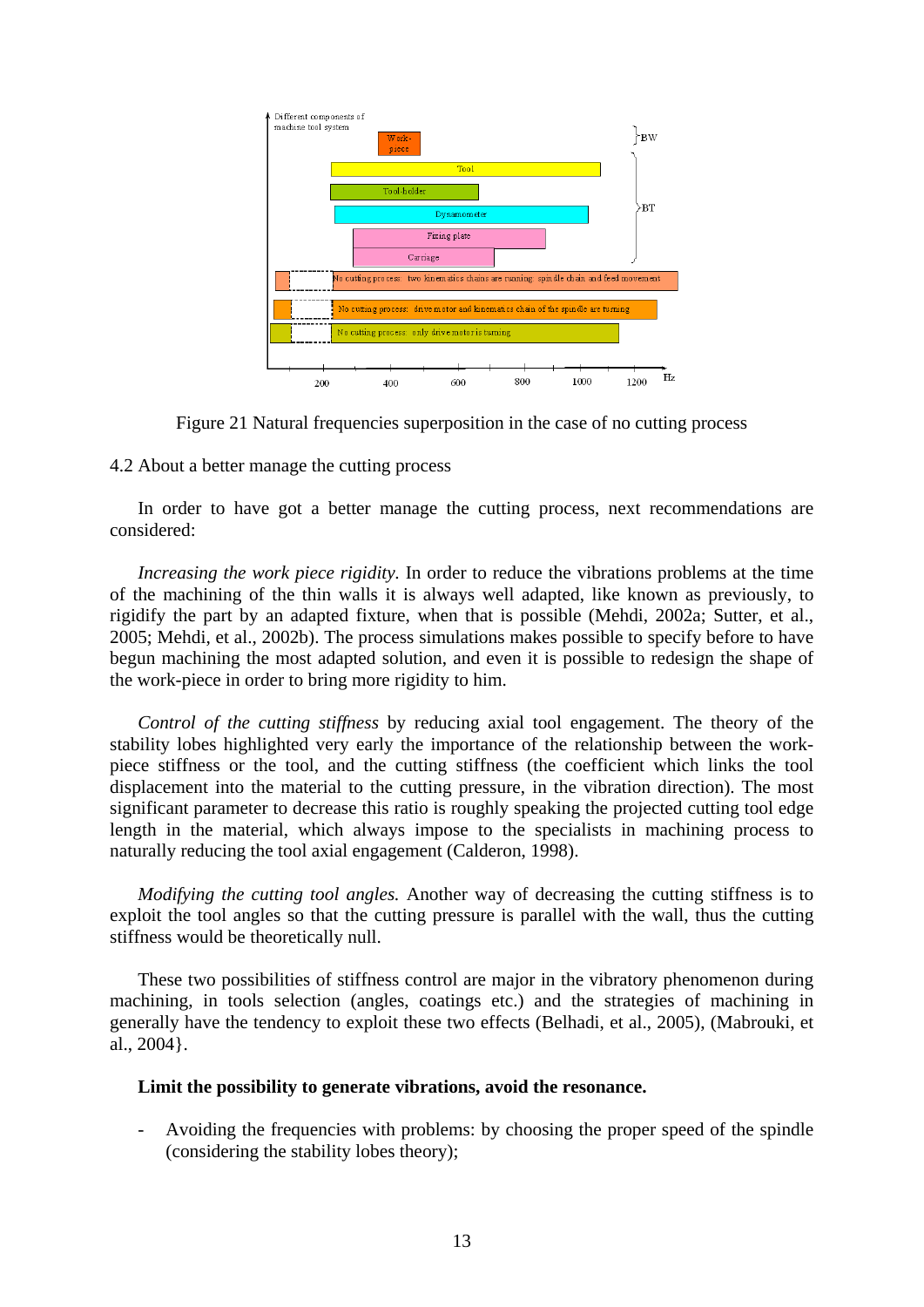Figure 21 Natural frequencies superposition in the case of no cutting process

4.2 About a better manage the cutting process

In order to have got a better manage the cutting process, next recommendations are considered:

*Increasing the work piece rigidity.* In order to reduce the vibrations problems at the time of the machining of the thin walls it is always well adapted, like known as previously, to rigidify the part by an adapted fixture, when that is possible (Mehdi, 2002a; Sutter, et al., 2005; Mehdi, et al., 2002b). The process simulations makes possible to specify before to have begun machining the most adapted solution, and even it is possible to redesign the shape of the work-piece in order to bring more rigidity to him.

*Control of the cutting stiffness* by reducing axial tool engagement. The theory of the stability lobes highlighted very early the importance of the relationship between the work-piece stiffness or the tool, and the cutting stiffness (the coefficient which links the tool displacement into the material to the cutting pressure, in the vibration direction). The most significant parameter to decrease this ratio is roughly speaking the projected cutting tool edge length in the material, which always impose to the specialists in machining process to naturally reducing the tool axial engagement (Calderon, 1998).

*Modifying the cutting tool angles.* Another way of decreasing the cutting stiffness is to exploit the tool angles so that the cutting pressure is parallel with the wall, thus the cutting stiffness would be theoretically null.

These two possibilities of stiffness control are major in the vibratory phenomenon during machining, in tools selection (angles, coatings etc.) and the strategies of machining in generally have the tendency to exploit these two effects (Belhadi, et al., 2005), (Mabrouki, et al., 2004}.

**Limit the possibility to generate vibrations, avoid the resonance.**

- Avoiding the frequencies with problems: by choosing the proper speed of the spindle (considering the stability lobes theory);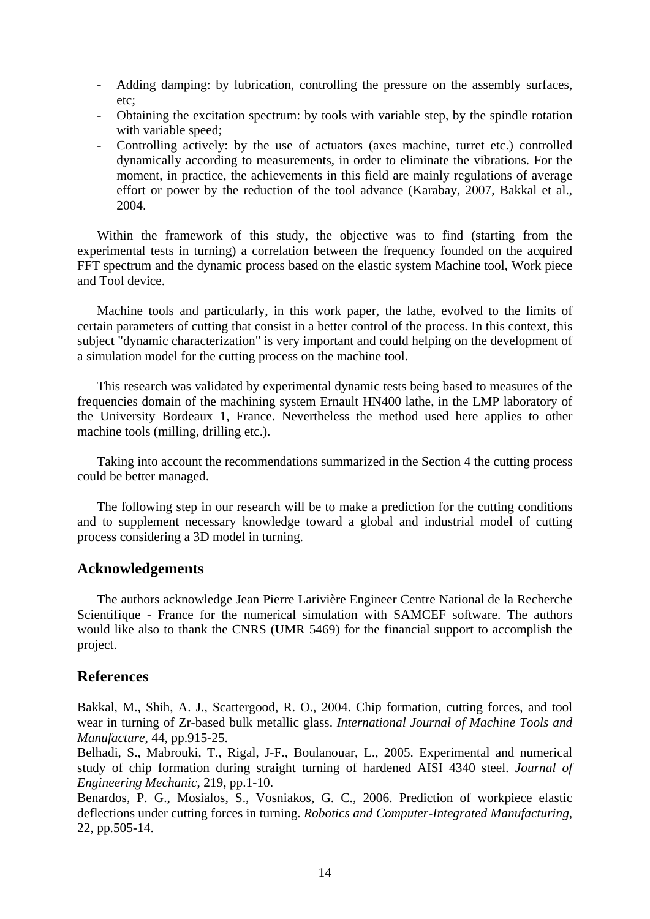- Adding damping: by lubrication, controlling the pressure on the assembly surfaces, etc;
- Obtaining the excitation spectrum: by tools with variable step, by the spindle rotation with variable speed;
- Controlling actively: by the use of actuators (axes machine, turret etc.) controlled dynamically according to measurements, in order to eliminate the vibrations. For the moment, in practice, the achievements in this field are mainly regulations of average effort or power by the reduction of the tool advance (Karabay, 2007, Bakkal et al., 2004.

Within the framework of this study, the objective was to find (starting from the experimental tests in turning) a correlation between the frequency founded on the acquired FFT spectrum and the dynamic process based on the elastic system Machine tool, Work piece and Tool device.

Machine tools and particularly, in this work paper, the lathe, evolved to the limits of certain parameters of cutting that consist in a better control of the process. In this context, this subject "dynamic characterization" is very important and could helping on the development of a simulation model for the cutting process on the machine tool.

This research was validated by experimental dynamic tests being based to measures of the frequencies domain of the machining system Ernault HN400 lathe, in the LMP laboratory of the University Bordeaux 1, France. Nevertheless the method used here applies to other machine tools (milling, drilling etc.).

Taking into account the recommendations summarized in the Section 4 the cutting process could be better managed.

The following step in our research will be to make a prediction for the cutting conditions and to supplement necessary knowledge toward a global and industrial model of cutting process considering a 3D model in turning.

## Acknowledgements

The authors acknowledge Jean Pierre Larivière Engineer Centre National de la Recherche Scientifique - France for the numerical simulation with SAMCEF software. The authors would like also to thank the CNRS (UMR 5469) for the financial support to accomplish the project.

## References

Bakkal, M., Shih, A. J., Scattergood, R. O., 2004. Chip formation, cutting forces, and tool wear in turning of Zr-based bulk metallic glass. *International Journal of Machine Tools and Manufacture*, 44, pp.915-25.

Belhadi, S., Mabrouki, T., Rigal, J-F., Boulanouar, L., 2005. Experimental and numerical study of chip formation during straight turning of hardened AISI 4340 steel. *Journal of Engineering Mechanic*, 219, pp.1-10.

Benardos, P. G., Mosialos, S., Vosniakos, G. C., 2006. Prediction of workpiece elastic deflections under cutting forces in turning. *Robotics and Computer-Integrated Manufacturing*, 22, pp.505-14.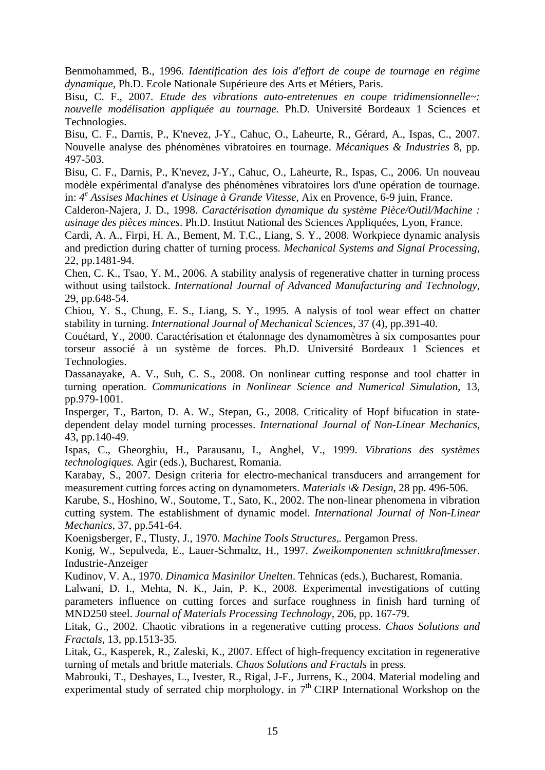Benmohammed, B., 1996. *Identification des lois d'effort de coupe de tournage en régime dynamique*, Ph.D. Ecole Nationale Supérieure des Arts et Métiers, Paris.

Bisu, C. F., 2007. *Etude des vibrations auto-entretenues en coupe tridimensionnelle~: nouvelle modélisation appliquée au tournage.* Ph.D. Université Bordeaux 1 Sciences et Technologies.

Bisu, C. F., Darnis, P., K'nevez, J-Y., Cahuc, O., Laheurte, R., Gérard, A., Ispas, C., 2007. Nouvelle analyse des phénomènes vibratoires en tournage. *Mécaniques & Industries* 8, pp. 497-503.

Bisu, C. F., Darnis, P., K'nevez, J-Y., Cahuc, O., Laheurte, R., Ispas, C., 2006. Un nouveau modèle expérimental d'analyse des phénomènes vibratoires lors d'une opération de tournage. in: *4[e] Assises Machines et Usinage à Grande Vitesse*, Aix en Provence, 6-9 juin, France.

Calderon-Najera, J. D., 1998. *Caractérisation dynamique du système Pièce/Outil/Machine : usinage des pièces minces*. Ph.D. Institut National des Sciences Appliquées, Lyon, France.

Cardi, A. A., Firpi, H. A., Bement, M. T.C., Liang, S. Y., 2008. Workpiece dynamic analysis and prediction during chatter of turning process. *Mechanical Systems and Signal Processing*, 22, pp.1481-94.

Chen, C. K., Tsao, Y. M., 2006. A stability analysis of regenerative chatter in turning process without using tailstock. *International Journal of Advanced Manufacturing and Technology*, 29, pp.648-54.

Chiou, Y. S., Chung, E. S., Liang, S. Y., 1995. A nalysis of tool wear effect on chatter stability in turning. *International Journal of Mechanical Sciences*, 37 (4), pp.391-40.

Couétard, Y., 2000. Caractérisation et étalonnage des dynamomètres à six composantes pour torseur associé à un système de forces. Ph.D. Université Bordeaux 1 Sciences et Technologies.

Dassanayake, A. V., Suh, C. S., 2008. On nonlinear cutting response and tool chatter in turning operation. *Communications in Nonlinear Science and Numerical Simulation*, 13, pp.979-1001.

Insperger, T., Barton, D. A. W., Stepan, G., 2008. Criticality of Hopf bifucation in state-dependent delay model turning processes. *International Journal of Non-Linear Mechanics*, 43, pp.140-49.

Ispas, C., Gheorghiu, H., Parausanu, I., Anghel, V., 1999. *Vibrations des systèmes technologiques.* Agir (eds.), Bucharest, Romania.

Karabay, S., 2007. Design criteria for electro-mechanical transducers and arrangement for measurement cutting forces acting on dynamometers. *Materials \& Design*, 28 pp. 496-506.

Karube, S., Hoshino, W., Soutome, T., Sato, K., 2002. The non-linear phenomena in vibration cutting system. The establishment of dynamic model. *International Journal of Non-Linear Mechanics*, 37, pp.541-64.

Koenigsberger, F., Tlusty, J., 1970. *Machine Tools Structures,.* Pergamon Press.

Konig, W., Sepulveda, E., Lauer-Schmaltz, H., 1997. *Zweikomponenten schnittkraftmesser.* Industrie-Anzeiger

Kudinov, V. A., 1970. *Dinamica Masinilor Unelten*. Tehnicas (eds.), Bucharest, Romania.

Lalwani, D. I., Mehta, N. K., Jain, P. K., 2008. Experimental investigations of cutting parameters influence on cutting forces and surface roughness in finish hard turning of MND250 steel. *Journal of Materials Processing Technology*, 206, pp. 167-79.

Litak, G., 2002. Chaotic vibrations in a regenerative cutting process. *Chaos Solutions and Fractals*, 13, pp.1513-35.

Litak, G., Kasperek, R., Zaleski, K., 2007. Effect of high-frequency excitation in regenerative turning of metals and brittle materials. *Chaos Solutions and Fractals* in press.

Mabrouki, T., Deshayes, L., Ivester, R., Rigal, J-F., Jurrens, K., 2004. Material modeling and experimental study of serrated chip morphology. in 7[th] CIRP International Workshop on the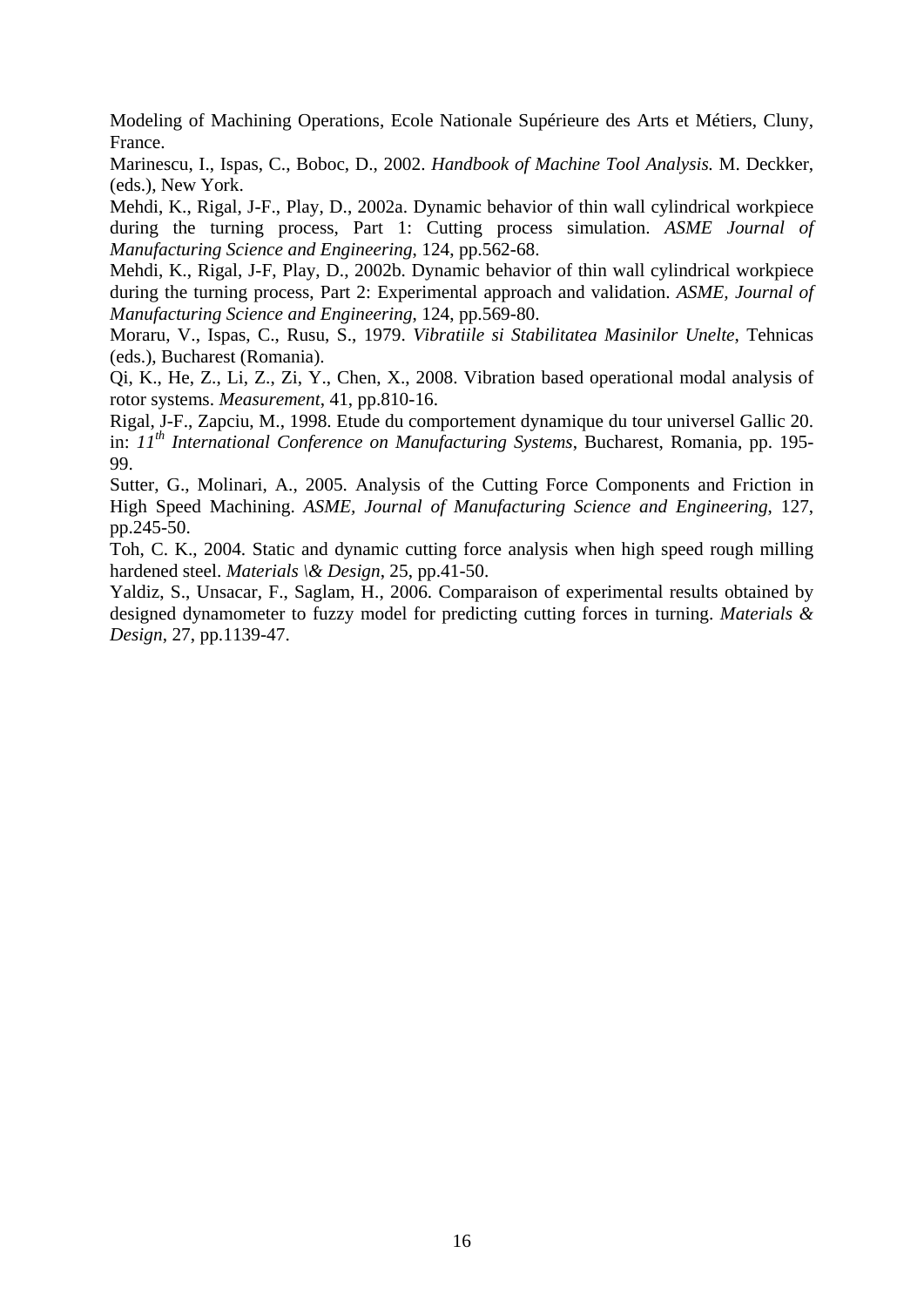Modeling of Machining Operations, Ecole Nationale Supérieure des Arts et Métiers, Cluny, France.

Marinescu, I., Ispas, C., Boboc, D., 2002. *Handbook of Machine Tool Analysis.* M. Deckker, (eds.), New York.

Mehdi, K., Rigal, J-F., Play, D., 2002a. Dynamic behavior of thin wall cylindrical workpiece during the turning process, Part 1: Cutting process simulation. *ASME Journal of Manufacturing Science and Engineering*, 124, pp.562-68.

Mehdi, K., Rigal, J-F, Play, D., 2002b. Dynamic behavior of thin wall cylindrical workpiece during the turning process, Part 2: Experimental approach and validation. *ASME, Journal of Manufacturing Science and Engineering*, 124, pp.569-80.

Moraru, V., Ispas, C., Rusu, S., 1979. *Vibratiile si Stabilitatea Masinilor Unelte*, Tehnicas (eds.), Bucharest (Romania).

Qi, K., He, Z., Li, Z., Zi, Y., Chen, X., 2008. Vibration based operational modal analysis of rotor systems. *Measurement*, 41, pp.810-16.

Rigal, J-F., Zapciu, M., 1998. Etude du comportement dynamique du tour universel Gallic 20. in: *11th International Conference on Manufacturing Systems*, Bucharest, Romania, pp. 195-99.

Sutter, G., Molinari, A., 2005. Analysis of the Cutting Force Components and Friction in High Speed Machining. *ASME, Journal of Manufacturing Science and Engineering*, 127, pp.245-50.

Toh, C. K., 2004. Static and dynamic cutting force analysis when high speed rough milling hardened steel. *Materials \& Design*, 25, pp.41-50.

Yaldiz, S., Unsacar, F., Saglam, H., 2006. Comparaison of experimental results obtained by designed dynamometer to fuzzy model for predicting cutting forces in turning. *Materials & Design*, 27, pp.1139-47.